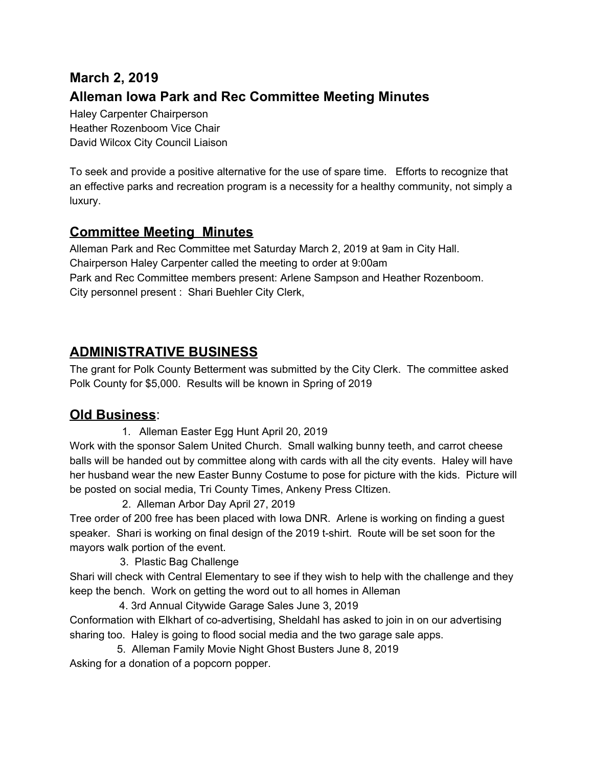## March 2, 2019

## Alleman Iowa Park and Rec Committee Meeting Minutes

Haley Carpenter Chairperson
Heather Rozenboom Vice Chair
David Wilcox City Council Liaison

To seek and provide a positive alternative for the use of spare time. Efforts to recognize that an effective parks and recreation program is a necessity for a healthy community, not simply a luxury.

## Committee Meeting Minutes

Alleman Park and Rec Committee met Saturday March 2, 2019 at 9am in City Hall.
Chairperson Haley Carpenter called the meeting to order at 9:00am
Park and Rec Committee members present: Arlene Sampson and Heather Rozenboom.
City personnel present : Shari Buehler City Clerk,

## ADMINISTRATIVE BUSINESS

The grant for Polk County Betterment was submitted by the City Clerk. The committee asked Polk County for $5,000. Results will be known in Spring of 2019

## Old Business:

1. Alleman Easter Egg Hunt April 20, 2019

Work with the sponsor Salem United Church. Small walking bunny teeth, and carrot cheese balls will be handed out by committee along with cards with all the city events. Haley will have her husband wear the new Easter Bunny Costume to pose for picture with the kids. Picture will be posted on social media, Tri County Times, Ankeny Press CItizen.

2. Alleman Arbor Day April 27, 2019

Tree order of 200 free has been placed with Iowa DNR. Arlene is working on finding a guest speaker. Shari is working on final design of the 2019 t-shirt. Route will be set soon for the mayors walk portion of the event.

3. Plastic Bag Challenge

Shari will check with Central Elementary to see if they wish to help with the challenge and they keep the bench. Work on getting the word out to all homes in Alleman

4. 3rd Annual Citywide Garage Sales June 3, 2019

Conformation with Elkhart of co-advertising, Sheldahl has asked to join in on our advertising sharing too. Haley is going to flood social media and the two garage sale apps.

5. Alleman Family Movie Night Ghost Busters June 8, 2019

Asking for a donation of a popcorn popper.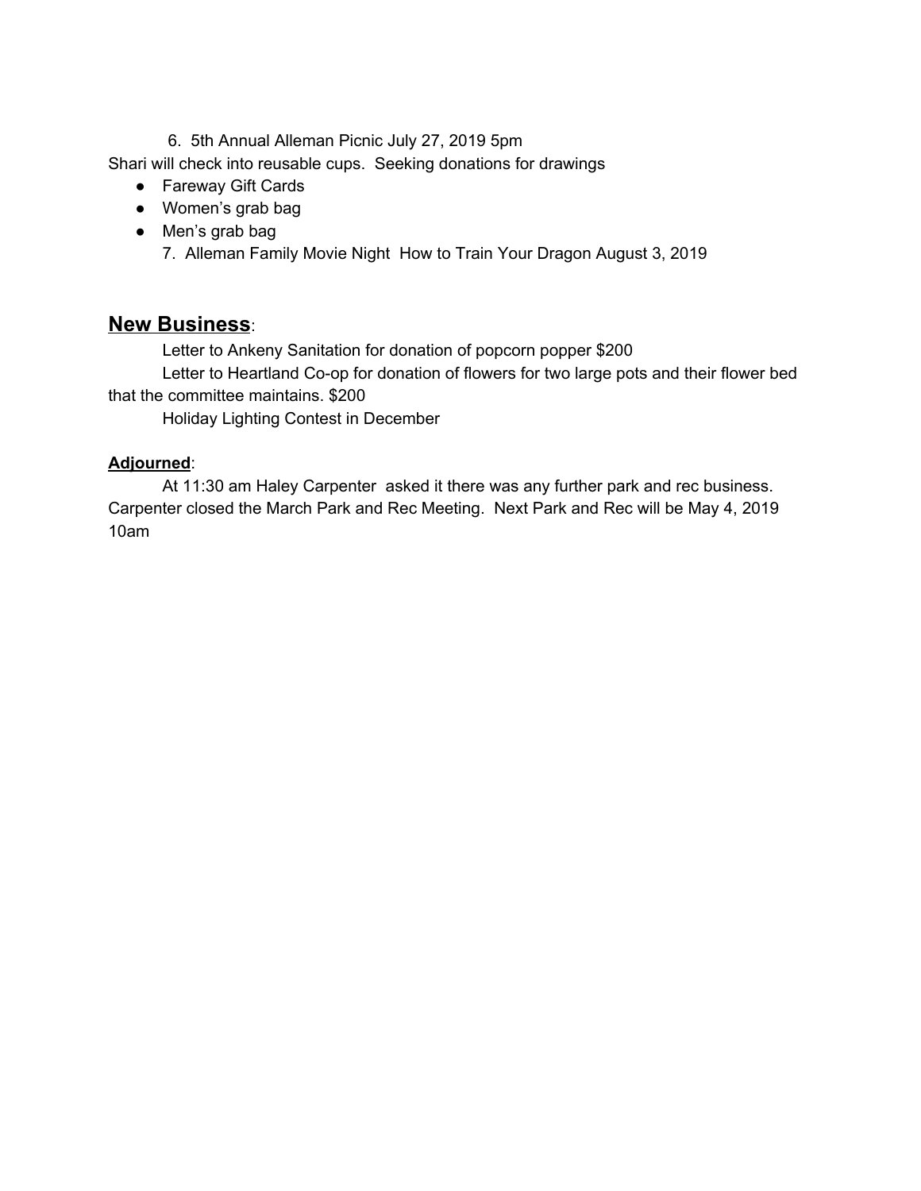6. 5th Annual Alleman Picnic July 27, 2019 5pm

Shari will check into reusable cups. Seeking donations for drawings

- Fareway Gift Cards
- Women's grab bag
- Men's grab bag

7. Alleman Family Movie Night How to Train Your Dragon August 3, 2019

## **New Business**:

Letter to Ankeny Sanitation for donation of popcorn popper $200

Letter to Heartland Co-op for donation of flowers for two large pots and their flower bed that the committee maintains. $200

Holiday Lighting Contest in December

**Adjourned**:

At 11:30 am Haley Carpenter asked it there was any further park and rec business. Carpenter closed the March Park and Rec Meeting. Next Park and Rec will be May 4, 2019 10am